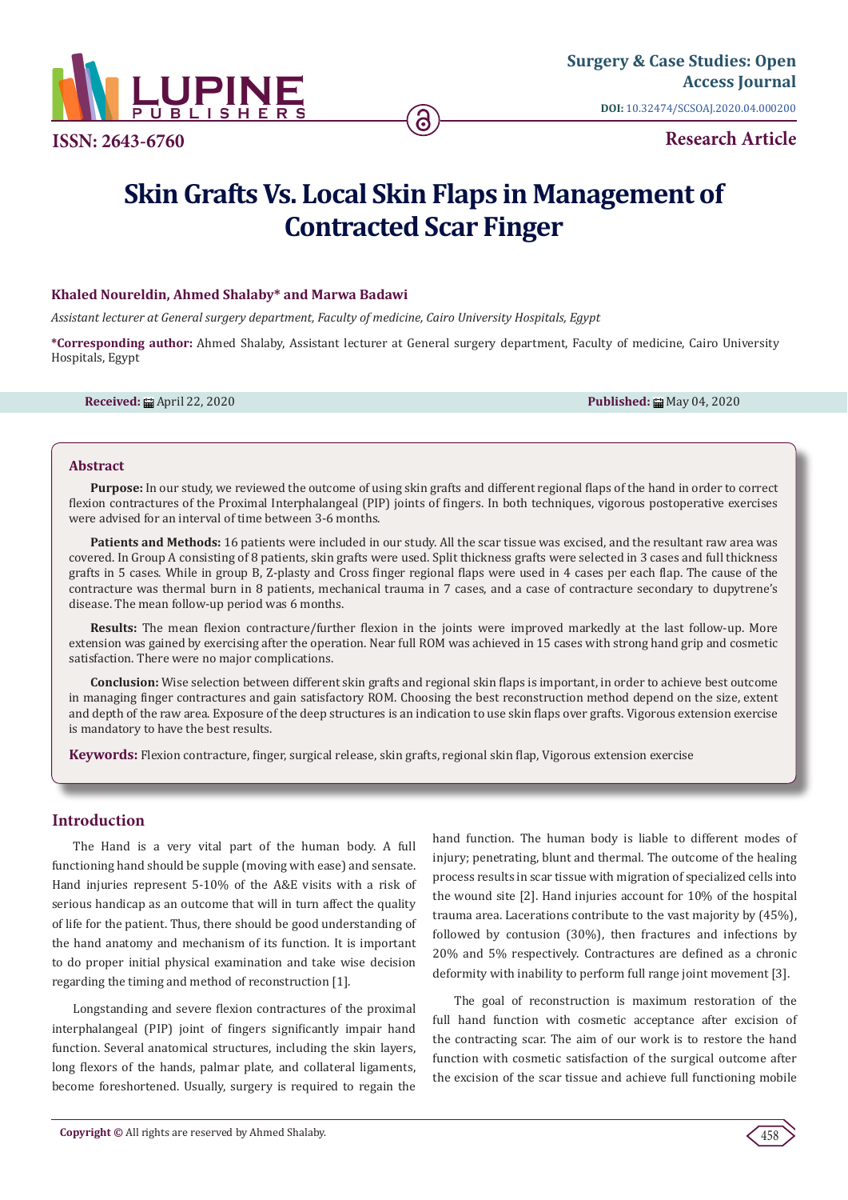ISSN: 2643-6760

Surgery & Case Studies: Open Access Journal

**DOI:** 10.32474/SCSOAJ.2020.04.000200

**Research Article**

# Skin Grafts Vs. Local Skin Flaps in Management of Contracted Scar Finger

**Khaled Noureldin, Ahmed Shalaby* and Marwa Badawi**

*Assistant lecturer at General surgery department, Faculty of medicine, Cairo University Hospitals, Egypt*

**\*Corresponding author:** Ahmed Shalaby, Assistant lecturer at General surgery department, Faculty of medicine, Cairo University Hospitals, Egypt

**Received:** April 22, 2020 **Published:** May 04, 2020

## Abstract

**Purpose:** In our study, we reviewed the outcome of using skin grafts and different regional flaps of the hand in order to correct flexion contractures of the Proximal Interphalangeal (PIP) joints of fingers. In both techniques, vigorous postoperative exercises were advised for an interval of time between 3-6 months.

**Patients and Methods:** 16 patients were included in our study. All the scar tissue was excised, and the resultant raw area was covered. In Group A consisting of 8 patients, skin grafts were used. Split thickness grafts were selected in 3 cases and full thickness grafts in 5 cases. While in group B, Z-plasty and Cross finger regional flaps were used in 4 cases per each flap. The cause of the contracture was thermal burn in 8 patients, mechanical trauma in 7 cases, and a case of contracture secondary to dupytrene's disease. The mean follow-up period was 6 months.

**Results:** The mean flexion contracture/further flexion in the joints were improved markedly at the last follow-up. More extension was gained by exercising after the operation. Near full ROM was achieved in 15 cases with strong hand grip and cosmetic satisfaction. There were no major complications.

**Conclusion:** Wise selection between different skin grafts and regional skin flaps is important, in order to achieve best outcome in managing finger contractures and gain satisfactory ROM. Choosing the best reconstruction method depend on the size, extent and depth of the raw area. Exposure of the deep structures is an indication to use skin flaps over grafts. Vigorous extension exercise is mandatory to have the best results.

**Keywords:** Flexion contracture, finger, surgical release, skin grafts, regional skin flap, Vigorous extension exercise

## Introduction

The Hand is a very vital part of the human body. A full functioning hand should be supple (moving with ease) and sensate. Hand injuries represent 5-10% of the A&E visits with a risk of serious handicap as an outcome that will in turn affect the quality of life for the patient. Thus, there should be good understanding of the hand anatomy and mechanism of its function. It is important to do proper initial physical examination and take wise decision regarding the timing and method of reconstruction [1].

Longstanding and severe flexion contractures of the proximal interphalangeal (PIP) joint of fingers significantly impair hand function. Several anatomical structures, including the skin layers, long flexors of the hands, palmar plate, and collateral ligaments, become foreshortened. Usually, surgery is required to regain the hand function. The human body is liable to different modes of injury; penetrating, blunt and thermal. The outcome of the healing process results in scar tissue with migration of specialized cells into the wound site [2]. Hand injuries account for 10% of the hospital trauma area. Lacerations contribute to the vast majority by (45%), followed by contusion (30%), then fractures and infections by 20% and 5% respectively. Contractures are defined as a chronic deformity with inability to perform full range joint movement [3].

The goal of reconstruction is maximum restoration of the full hand function with cosmetic acceptance after excision of the contracting scar. The aim of our work is to restore the hand function with cosmetic satisfaction of the surgical outcome after the excision of the scar tissue and achieve full functioning mobile

**Copyright ©** All rights are reserved by Ahmed Shalaby.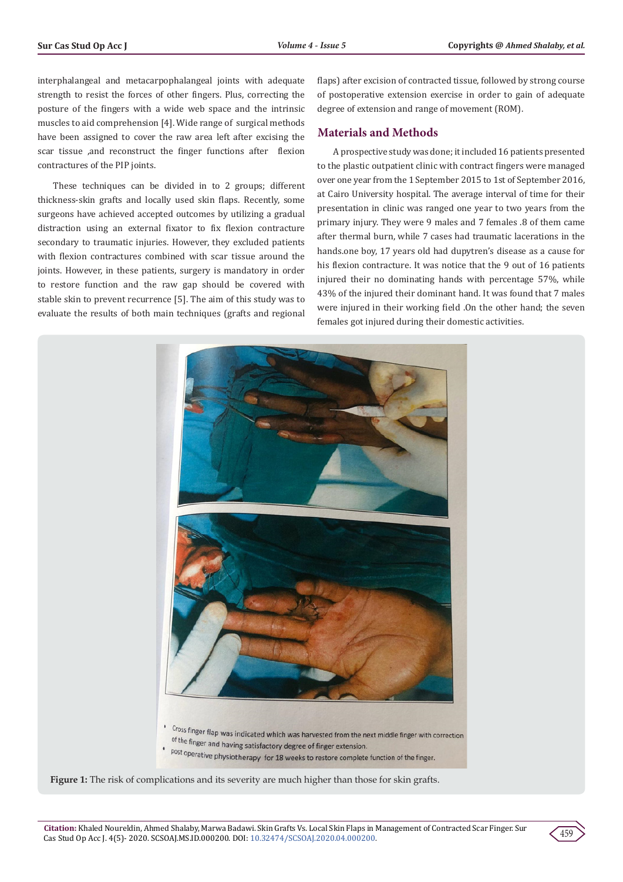interphalangeal and metacarpophalangeal joints with adequate strength to resist the forces of other fingers. Plus, correcting the posture of the fingers with a wide web space and the intrinsic muscles to aid comprehension [4]. Wide range of surgical methods have been assigned to cover the raw area left after excising the scar tissue ,and reconstruct the finger functions after flexion contractures of the PIP joints.

These techniques can be divided in to 2 groups; different thickness-skin grafts and locally used skin flaps. Recently, some surgeons have achieved accepted outcomes by utilizing a gradual distraction using an external fixator to fix flexion contracture secondary to traumatic injuries. However, they excluded patients with flexion contractures combined with scar tissue around the joints. However, in these patients, surgery is mandatory in order to restore function and the raw gap should be covered with stable skin to prevent recurrence [5]. The aim of this study was to evaluate the results of both main techniques (grafts and regional flaps) after excision of contracted tissue, followed by strong course of postoperative extension exercise in order to gain of adequate degree of extension and range of movement (ROM).

## Materials and Methods

A prospective study was done; it included 16 patients presented to the plastic outpatient clinic with contract fingers were managed over one year from the 1 September 2015 to 1st of September 2016, at Cairo University hospital. The average interval of time for their presentation in clinic was ranged one year to two years from the primary injury. They were 9 males and 7 females .8 of them came after thermal burn, while 7 cases had traumatic lacerations in the hands.one boy, 17 years old had dupytren's disease as a cause for his flexion contracture. It was notice that the 9 out of 16 patients injured their no dominating hands with percentage 57%, while 43% of the injured their dominant hand. It was found that 7 males were injured in their working field .On the other hand; the seven females got injured during their domestic activities.

- Cross finger flap was indicated which was harvested from the next middle finger with correction of the finger and having satisfactory degree of finger extension.
- post operative physiotherapy for 18 weeks to restore complete function of the finger.

**Figure 1:** The risk of complications and its severity are much higher than those for skin grafts.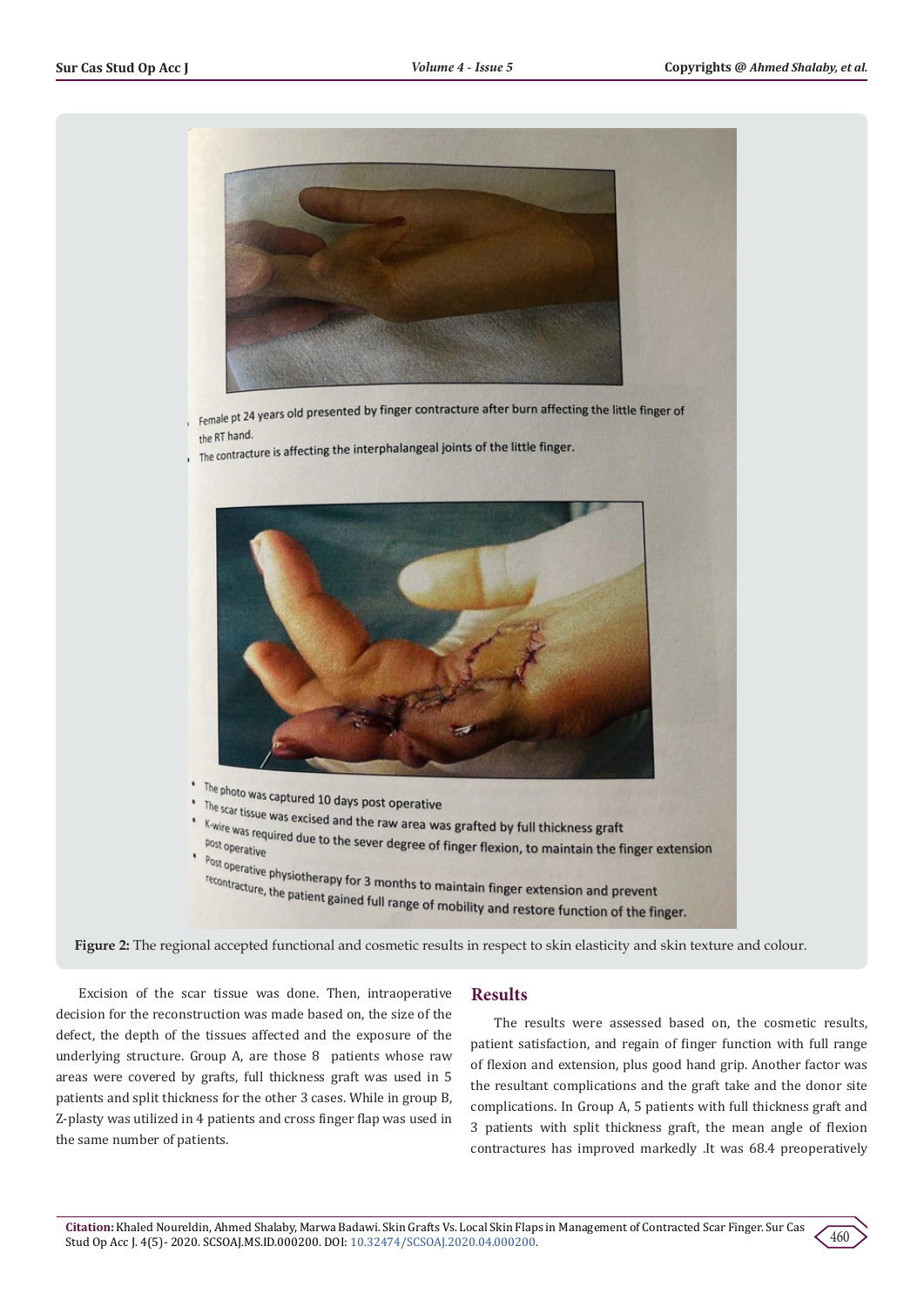- Female pt 24 years old presented by finger contracture after burn affecting the little finger of the RT hand.
- The contracture is affecting the interphalangeal joints of the little finger.

- The photo was captured 10 days post operative
- The scar tissue was excised and the raw area was grafted by full thickness graft
- K-wire was required due to the sever degree of finger flexion, to maintain the finger extension post operative
- Post operative physiotherapy for 3 months to maintain finger extension and prevent recontracture, the patient gained full range of mobility and restore function of the finger.

**Figure 2:** The regional accepted functional and cosmetic results in respect to skin elasticity and skin texture and colour.

Excision of the scar tissue was done. Then, intraoperative decision for the reconstruction was made based on, the size of the defect, the depth of the tissues affected and the exposure of the underlying structure. Group A, are those 8 patients whose raw areas were covered by grafts, full thickness graft was used in 5 patients and split thickness for the other 3 cases. While in group B, Z-plasty was utilized in 4 patients and cross finger flap was used in the same number of patients.

## Results

The results were assessed based on, the cosmetic results, patient satisfaction, and regain of finger function with full range of flexion and extension, plus good hand grip. Another factor was the resultant complications and the graft take and the donor site complications. In Group A, 5 patients with full thickness graft and 3 patients with split thickness graft, the mean angle of flexion contractures has improved markedly .It was 68.4 preoperatively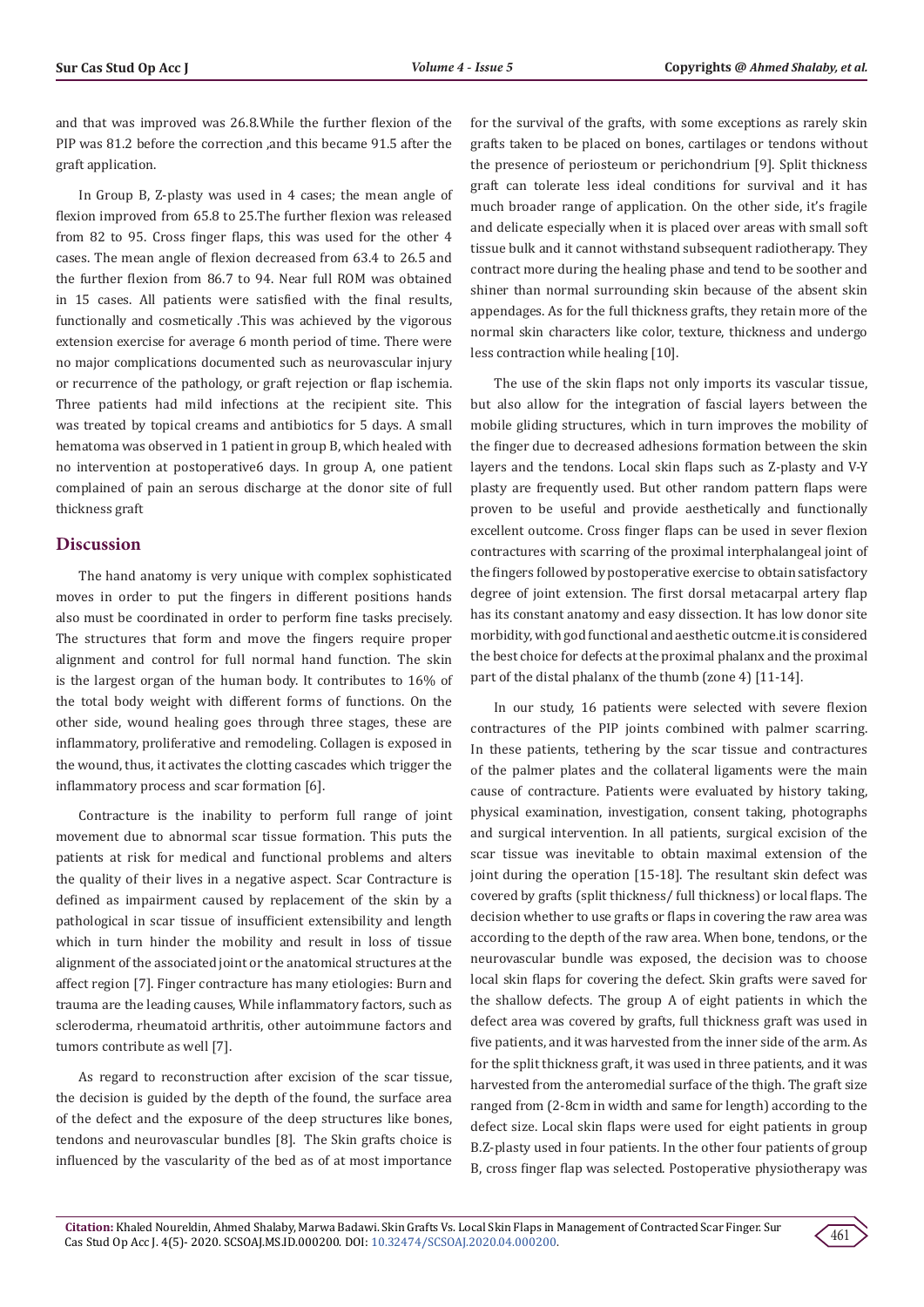and that was improved was 26.8.While the further flexion of the PIP was 81.2 before the correction ,and this became 91.5 after the graft application.

In Group B, Z-plasty was used in 4 cases; the mean angle of flexion improved from 65.8 to 25.The further flexion was released from 82 to 95. Cross finger flaps, this was used for the other 4 cases. The mean angle of flexion decreased from 63.4 to 26.5 and the further flexion from 86.7 to 94. Near full ROM was obtained in 15 cases. All patients were satisfied with the final results, functionally and cosmetically .This was achieved by the vigorous extension exercise for average 6 month period of time. There were no major complications documented such as neurovascular injury or recurrence of the pathology, or graft rejection or flap ischemia. Three patients had mild infections at the recipient site. This was treated by topical creams and antibiotics for 5 days. A small hematoma was observed in 1 patient in group B, which healed with no intervention at postoperative6 days. In group A, one patient complained of pain an serous discharge at the donor site of full thickness graft

## Discussion

The hand anatomy is very unique with complex sophisticated moves in order to put the fingers in different positions hands also must be coordinated in order to perform fine tasks precisely. The structures that form and move the fingers require proper alignment and control for full normal hand function. The skin is the largest organ of the human body. It contributes to 16% of the total body weight with different forms of functions. On the other side, wound healing goes through three stages, these are inflammatory, proliferative and remodeling. Collagen is exposed in the wound, thus, it activates the clotting cascades which trigger the inflammatory process and scar formation [6].

Contracture is the inability to perform full range of joint movement due to abnormal scar tissue formation. This puts the patients at risk for medical and functional problems and alters the quality of their lives in a negative aspect. Scar Contracture is defined as impairment caused by replacement of the skin by a pathological in scar tissue of insufficient extensibility and length which in turn hinder the mobility and result in loss of tissue alignment of the associated joint or the anatomical structures at the affect region [7]. Finger contracture has many etiologies: Burn and trauma are the leading causes, While inflammatory factors, such as scleroderma, rheumatoid arthritis, other autoimmune factors and tumors contribute as well [7].

As regard to reconstruction after excision of the scar tissue, the decision is guided by the depth of the found, the surface area of the defect and the exposure of the deep structures like bones, tendons and neurovascular bundles [8]. The Skin grafts choice is influenced by the vascularity of the bed as of at most importance for the survival of the grafts, with some exceptions as rarely skin grafts taken to be placed on bones, cartilages or tendons without the presence of periosteum or perichondrium [9]. Split thickness graft can tolerate less ideal conditions for survival and it has much broader range of application. On the other side, it's fragile and delicate especially when it is placed over areas with small soft tissue bulk and it cannot withstand subsequent radiotherapy. They contract more during the healing phase and tend to be soother and shiner than normal surrounding skin because of the absent skin appendages. As for the full thickness grafts, they retain more of the normal skin characters like color, texture, thickness and undergo less contraction while healing [10].

The use of the skin flaps not only imports its vascular tissue, but also allow for the integration of fascial layers between the mobile gliding structures, which in turn improves the mobility of the finger due to decreased adhesions formation between the skin layers and the tendons. Local skin flaps such as Z-plasty and V-Y plasty are frequently used. But other random pattern flaps were proven to be useful and provide aesthetically and functionally excellent outcome. Cross finger flaps can be used in sever flexion contractures with scarring of the proximal interphalangeal joint of the fingers followed by postoperative exercise to obtain satisfactory degree of joint extension. The first dorsal metacarpal artery flap has its constant anatomy and easy dissection. It has low donor site morbidity, with god functional and aesthetic outcme.it is considered the best choice for defects at the proximal phalanx and the proximal part of the distal phalanx of the thumb (zone 4) [11-14].

In our study, 16 patients were selected with severe flexion contractures of the PIP joints combined with palmer scarring. In these patients, tethering by the scar tissue and contractures of the palmer plates and the collateral ligaments were the main cause of contracture. Patients were evaluated by history taking, physical examination, investigation, consent taking, photographs and surgical intervention. In all patients, surgical excision of the scar tissue was inevitable to obtain maximal extension of the joint during the operation [15-18]. The resultant skin defect was covered by grafts (split thickness/ full thickness) or local flaps. The decision whether to use grafts or flaps in covering the raw area was according to the depth of the raw area. When bone, tendons, or the neurovascular bundle was exposed, the decision was to choose local skin flaps for covering the defect. Skin grafts were saved for the shallow defects. The group A of eight patients in which the defect area was covered by grafts, full thickness graft was used in five patients, and it was harvested from the inner side of the arm. As for the split thickness graft, it was used in three patients, and it was harvested from the anteromedial surface of the thigh. The graft size ranged from (2-8cm in width and same for length) according to the defect size. Local skin flaps were used for eight patients in group B.Z-plasty used in four patients. In the other four patients of group B, cross finger flap was selected. Postoperative physiotherapy was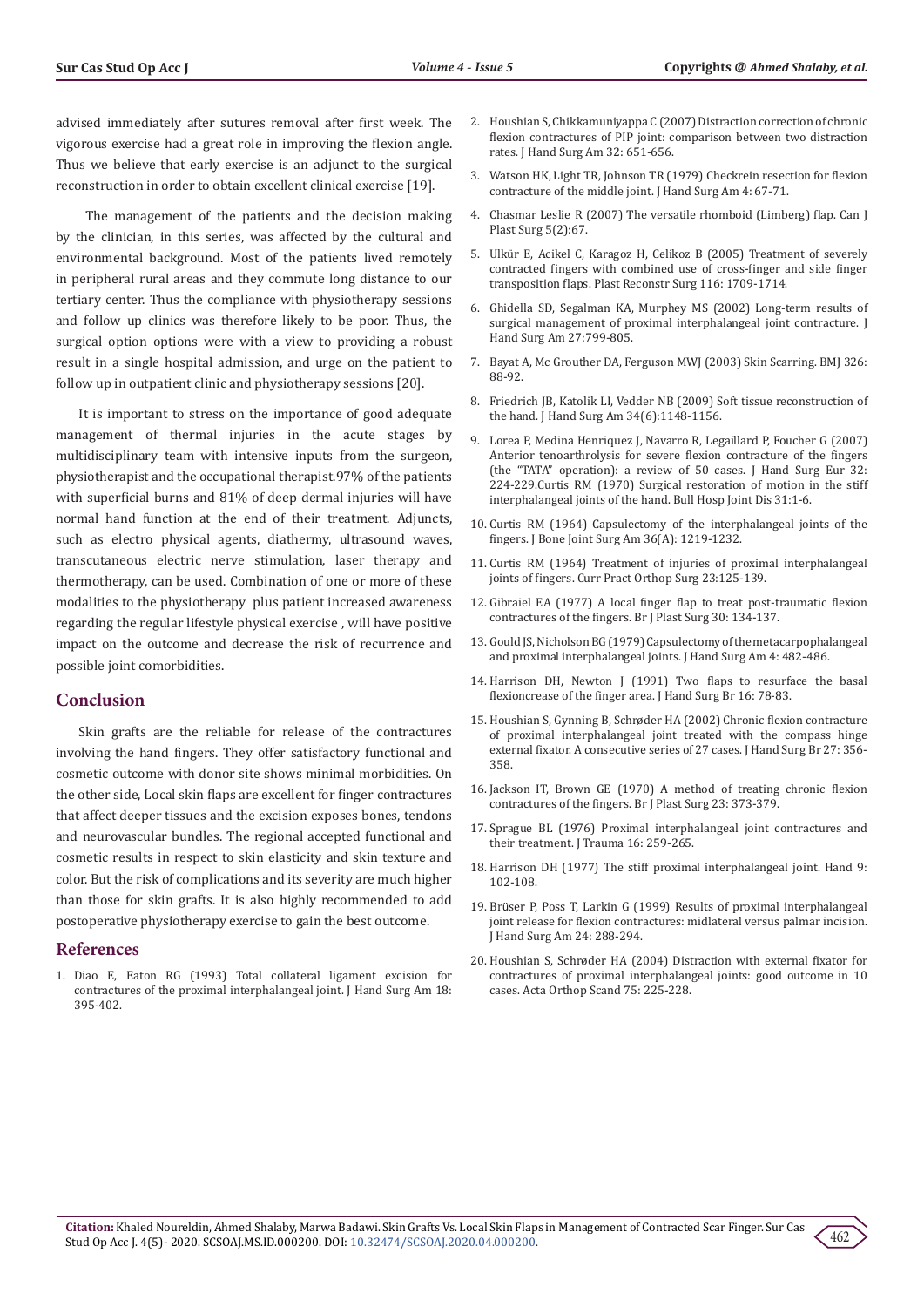advised immediately after sutures removal after first week. The vigorous exercise had a great role in improving the flexion angle. Thus we believe that early exercise is an adjunct to the surgical reconstruction in order to obtain excellent clinical exercise [19].

The management of the patients and the decision making by the clinician, in this series, was affected by the cultural and environmental background. Most of the patients lived remotely in peripheral rural areas and they commute long distance to our tertiary center. Thus the compliance with physiotherapy sessions and follow up clinics was therefore likely to be poor. Thus, the surgical option options were with a view to providing a robust result in a single hospital admission, and urge on the patient to follow up in outpatient clinic and physiotherapy sessions [20].

It is important to stress on the importance of good adequate management of thermal injuries in the acute stages by multidisciplinary team with intensive inputs from the surgeon, physiotherapist and the occupational therapist.97% of the patients with superficial burns and 81% of deep dermal injuries will have normal hand function at the end of their treatment. Adjuncts, such as electro physical agents, diathermy, ultrasound waves, transcutaneous electric nerve stimulation, laser therapy and thermotherapy, can be used. Combination of one or more of these modalities to the physiotherapy plus patient increased awareness regarding the regular lifestyle physical exercise , will have positive impact on the outcome and decrease the risk of recurrence and possible joint comorbidities.

## Conclusion

Skin grafts are the reliable for release of the contractures involving the hand fingers. They offer satisfactory functional and cosmetic outcome with donor site shows minimal morbidities. On the other side, Local skin flaps are excellent for finger contractures that affect deeper tissues and the excision exposes bones, tendons and neurovascular bundles. The regional accepted functional and cosmetic results in respect to skin elasticity and skin texture and color. But the risk of complications and its severity are much higher than those for skin grafts. It is also highly recommended to add postoperative physiotherapy exercise to gain the best outcome.

## References

1. Diao E, Eaton RG (1993) Total collateral ligament excision for contractures of the proximal interphalangeal joint. J Hand Surg Am 18: 395-402.
2. Houshian S, Chikkamuniyappa C (2007) Distraction correction of chronic flexion contractures of PIP joint: comparison between two distraction rates. J Hand Surg Am 32: 651-656.
3. Watson HK, Light TR, Johnson TR (1979) Checkrein resection for flexion contracture of the middle joint. J Hand Surg Am 4: 67-71.
4. Chasmar Leslie R (2007) The versatile rhomboid (Limberg) flap. Can J Plast Surg 5(2):67.
5. Ulkür E, Acikel C, Karagoz H, Celikoz B (2005) Treatment of severely contracted fingers with combined use of cross-finger and side finger transposition flaps. Plast Reconstr Surg 116: 1709-1714.
6. Ghidella SD, Segalman KA, Murphey MS (2002) Long-term results of surgical management of proximal interphalangeal joint contracture. J Hand Surg Am 27:799-805.
7. Bayat A, Mc Grouther DA, Ferguson MWJ (2003) Skin Scarring. BMJ 326: 88-92.
8. Friedrich JB, Katolik LI, Vedder NB (2009) Soft tissue reconstruction of the hand. J Hand Surg Am 34(6):1148-1156.
9. Lorea P, Medina Henriquez J, Navarro R, Legaillard P, Foucher G (2007) Anterior tenoarthrolysis for severe flexion contracture of the fingers (the "TATA" operation): a review of 50 cases. J Hand Surg Eur 32: 224-229.Curtis RM (1970) Surgical restoration of motion in the stiff interphalangeal joints of the hand. Bull Hosp Joint Dis 31:1-6.
10. Curtis RM (1964) Capsulectomy of the interphalangeal joints of the fingers. J Bone Joint Surg Am 36(A): 1219-1232.
11. Curtis RM (1964) Treatment of injuries of proximal interphalangeal joints of fingers. Curr Pract Orthop Surg 23:125-139.
12. Gibraiel EA (1977) A local finger flap to treat post-traumatic flexion contractures of the fingers. Br J Plast Surg 30: 134-137.
13. Gould JS, Nicholson BG (1979) Capsulectomy of the metacarpophalangeal and proximal interphalangeal joints. J Hand Surg Am 4: 482-486.
14. Harrison DH, Newton J (1991) Two flaps to resurface the basal flexioncrease of the finger area. J Hand Surg Br 16: 78-83.
15. Houshian S, Gynning B, Schrøder HA (2002) Chronic flexion contracture of proximal interphalangeal joint treated with the compass hinge external fixator. A consecutive series of 27 cases. J Hand Surg Br 27: 356-358.
16. Jackson IT, Brown GE (1970) A method of treating chronic flexion contractures of the fingers. Br J Plast Surg 23: 373-379.
17. Sprague BL (1976) Proximal interphalangeal joint contractures and their treatment. J Trauma 16: 259-265.
18. Harrison DH (1977) The stiff proximal interphalangeal joint. Hand 9: 102-108.
19. Brüser P, Poss T, Larkin G (1999) Results of proximal interphalangeal joint release for flexion contractures: midlateral versus palmar incision. J Hand Surg Am 24: 288-294.
20. Houshian S, Schrøder HA (2004) Distraction with external fixator for contractures of proximal interphalangeal joints: good outcome in 10 cases. Acta Orthop Scand 75: 225-228.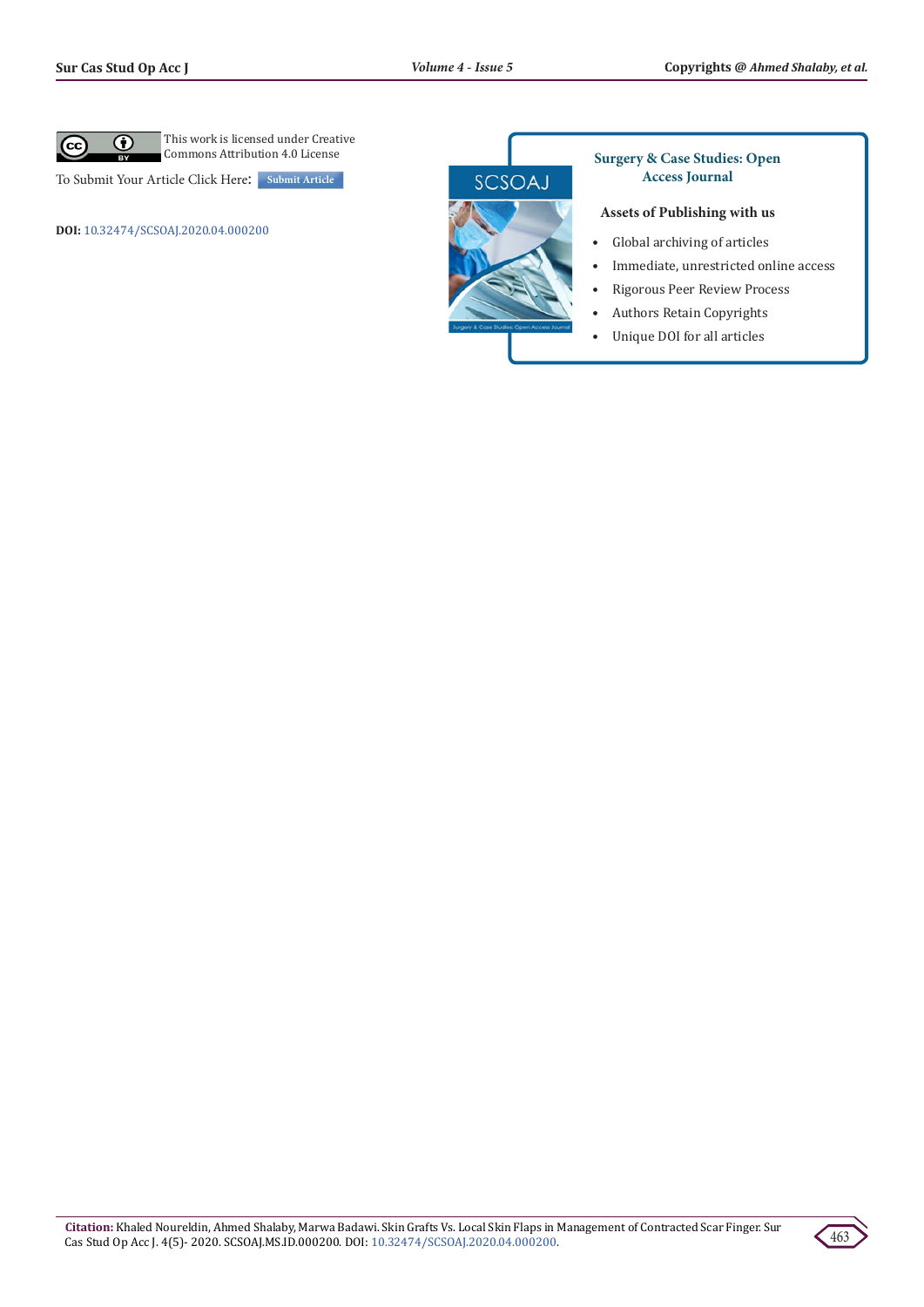This work is licensed under Creative Commons Attribution 4.0 License

To Submit Your Article Click Here: Submit Article

**DOI:** 10.32474/SCSOAJ.2020.04.000200

SCSOAJ

Surgery & Case Studies: Open Access Journal

**Surgery & Case Studies: Open Access Journal**

**Assets of Publishing with us**

- Global archiving of articles
- Immediate, unrestricted online access
- Rigorous Peer Review Process
- Authors Retain Copyrights
- Unique DOI for all articles

**Citation:** Khaled Noureldin, Ahmed Shalaby, Marwa Badawi. Skin Grafts Vs. Local Skin Flaps in Management of Contracted Scar Finger. Sur Cas Stud Op Acc J. 4(5)- 2020. SCSOAJ.MS.ID.000200. DOI: 10.32474/SCSOAJ.2020.04.000200.